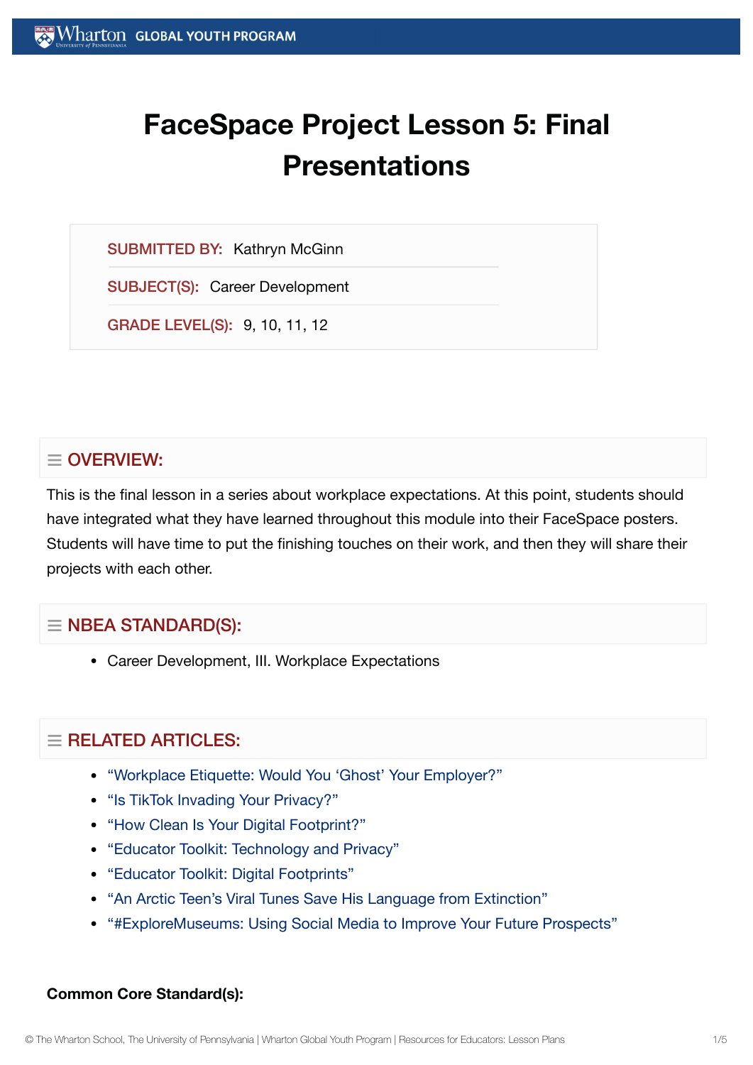# FaceSpace Project Lesson 5: Final Presentations

**SUBMITTED BY:** Kathryn McGinn

**SUBJECT(S):** Career Development

**GRADE LEVEL(S):** 9, 10, 11, 12

## OVERVIEW:

This is the final lesson in a series about workplace expectations. At this point, students should have integrated what they have learned throughout this module into their FaceSpace posters. Students will have time to put the finishing touches on their work, and then they will share their projects with each other.

## NBEA STANDARD(S):

- Career Development, III. Workplace Expectations

## RELATED ARTICLES:

- "Workplace Etiquette: Would You 'Ghost' Your Employer?"
- "Is TikTok Invading Your Privacy?"
- "How Clean Is Your Digital Footprint?"
- "Educator Toolkit: Technology and Privacy"
- "Educator Toolkit: Digital Footprints"
- "An Arctic Teen's Viral Tunes Save His Language from Extinction"
- "#ExploreMuseums: Using Social Media to Improve Your Future Prospects"

**Common Core Standard(s):**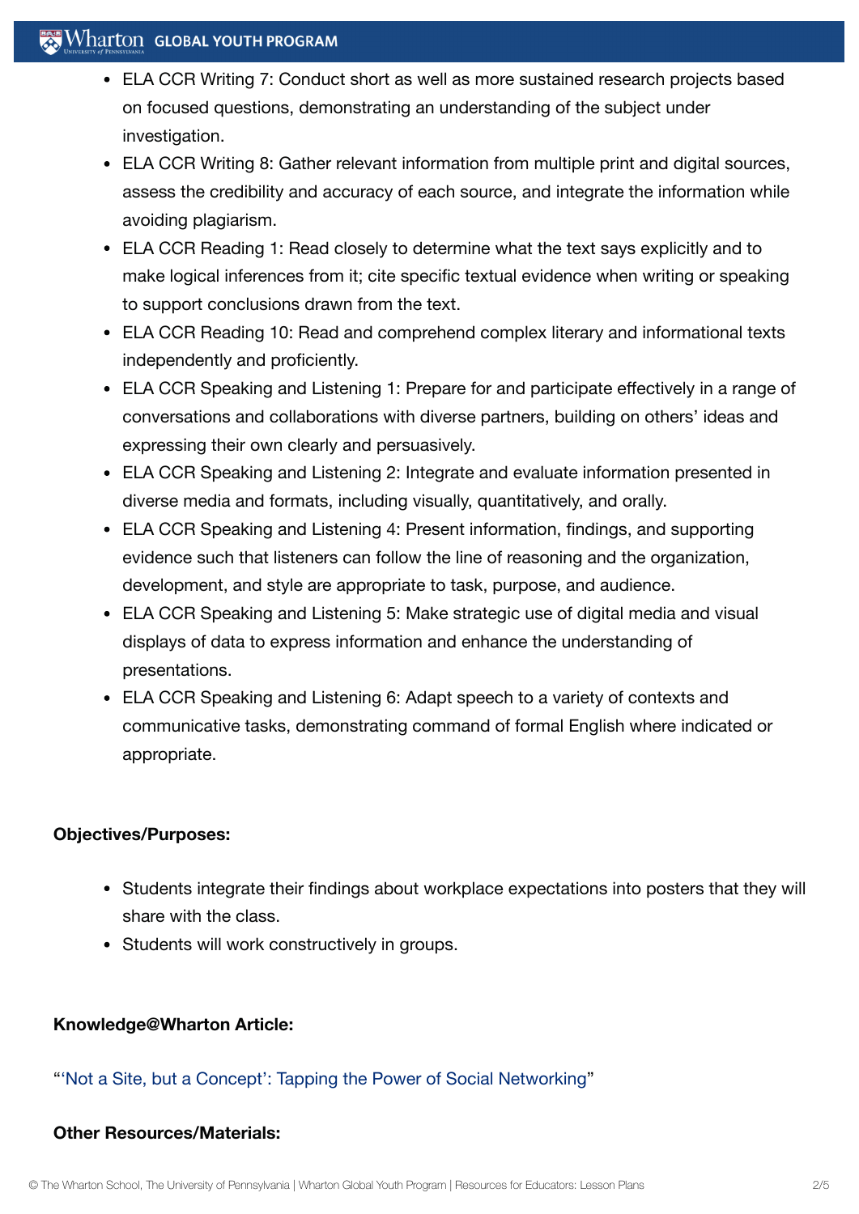- ELA CCR Writing 7: Conduct short as well as more sustained research projects based on focused questions, demonstrating an understanding of the subject under investigation.
- ELA CCR Writing 8: Gather relevant information from multiple print and digital sources, assess the credibility and accuracy of each source, and integrate the information while avoiding plagiarism.
- ELA CCR Reading 1: Read closely to determine what the text says explicitly and to make logical inferences from it; cite specific textual evidence when writing or speaking to support conclusions drawn from the text.
- ELA CCR Reading 10: Read and comprehend complex literary and informational texts independently and proficiently.
- ELA CCR Speaking and Listening 1: Prepare for and participate effectively in a range of conversations and collaborations with diverse partners, building on others' ideas and expressing their own clearly and persuasively.
- ELA CCR Speaking and Listening 2: Integrate and evaluate information presented in diverse media and formats, including visually, quantitatively, and orally.
- ELA CCR Speaking and Listening 4: Present information, findings, and supporting evidence such that listeners can follow the line of reasoning and the organization, development, and style are appropriate to task, purpose, and audience.
- ELA CCR Speaking and Listening 5: Make strategic use of digital media and visual displays of data to express information and enhance the understanding of presentations.
- ELA CCR Speaking and Listening 6: Adapt speech to a variety of contexts and communicative tasks, demonstrating command of formal English where indicated or appropriate.

**Objectives/Purposes:**

- Students integrate their findings about workplace expectations into posters that they will share with the class.
- Students will work constructively in groups.

**Knowledge@Wharton Article:**

"'Not a Site, but a Concept': Tapping the Power of Social Networking"

**Other Resources/Materials:**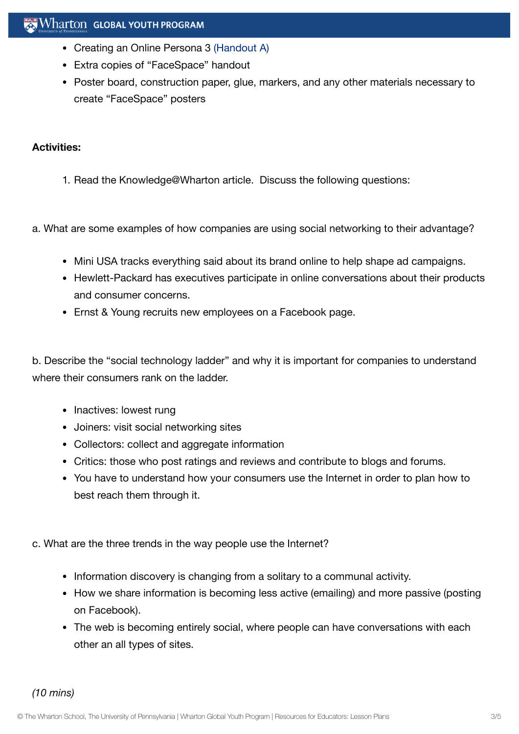- Creating an Online Persona 3 (Handout A)
- Extra copies of “FaceSpace” handout
- Poster board, construction paper, glue, markers, and any other materials necessary to create “FaceSpace” posters

**Activities:**

1. Read the Knowledge@Wharton article. Discuss the following questions:

a. What are some examples of how companies are using social networking to their advantage?

- Mini USA tracks everything said about its brand online to help shape ad campaigns.
- Hewlett-Packard has executives participate in online conversations about their products and consumer concerns.
- Ernst & Young recruits new employees on a Facebook page.

b. Describe the “social technology ladder” and why it is important for companies to understand where their consumers rank on the ladder.

- Inactives: lowest rung
- Joiners: visit social networking sites
- Collectors: collect and aggregate information
- Critics: those who post ratings and reviews and contribute to blogs and forums.
- You have to understand how your consumers use the Internet in order to plan how to best reach them through it.

c. What are the three trends in the way people use the Internet?

- Information discovery is changing from a solitary to a communal activity.
- How we share information is becoming less active (emailing) and more passive (posting on Facebook).
- The web is becoming entirely social, where people can have conversations with each other an all types of sites.

*(10 mins)*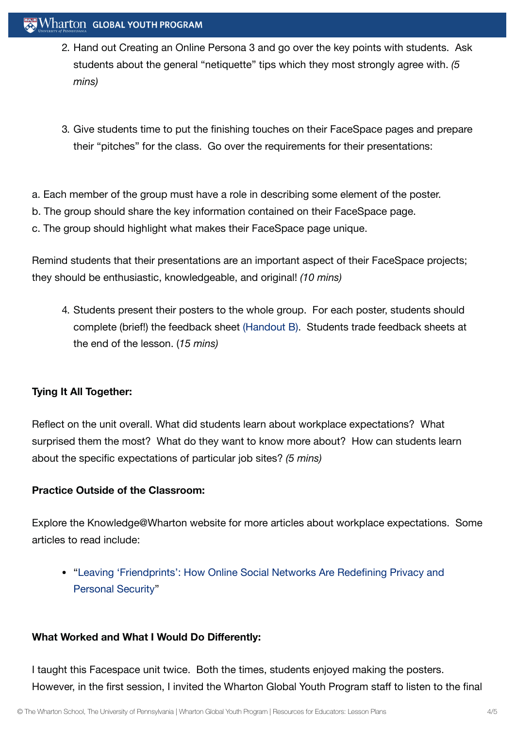2. Hand out Creating an Online Persona 3 and go over the key points with students. Ask students about the general "netiquette" tips which they most strongly agree with. *(5 mins)*

3. Give students time to put the finishing touches on their FaceSpace pages and prepare their "pitches" for the class. Go over the requirements for their presentations:

a. Each member of the group must have a role in describing some element of the poster.
b. The group should share the key information contained on their FaceSpace page.
c. The group should highlight what makes their FaceSpace page unique.

Remind students that their presentations are an important aspect of their FaceSpace projects; they should be enthusiastic, knowledgeable, and original! *(10 mins)*

4. Students present their posters to the whole group. For each poster, students should complete (brief!) the feedback sheet (Handout B). Students trade feedback sheets at the end of the lesson. (*15 mins)*

**Tying It All Together:**

Reflect on the unit overall. What did students learn about workplace expectations? What surprised them the most? What do they want to know more about? How can students learn about the specific expectations of particular job sites? *(5 mins)*

**Practice Outside of the Classroom:**

Explore the Knowledge@Wharton website for more articles about workplace expectations. Some articles to read include:

- "Leaving 'Friendprints': How Online Social Networks Are Redefining Privacy and Personal Security"

**What Worked and What I Would Do Differently:**

I taught this Facespace unit twice. Both the times, students enjoyed making the posters. However, in the first session, I invited the Wharton Global Youth Program staff to listen to the final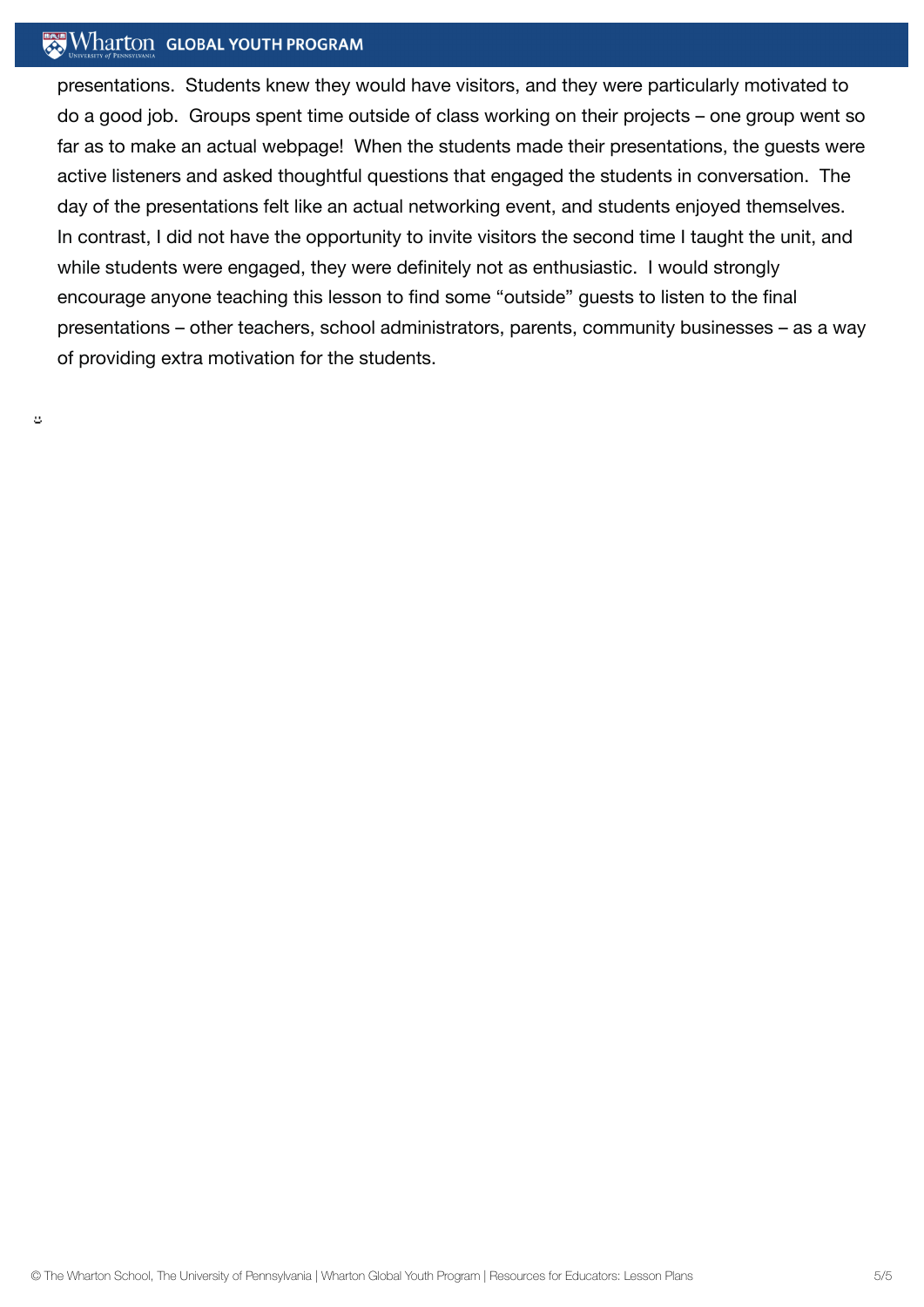presentations. Students knew they would have visitors, and they were particularly motivated to do a good job. Groups spent time outside of class working on their projects – one group went so far as to make an actual webpage! When the students made their presentations, the guests were active listeners and asked thoughtful questions that engaged the students in conversation. The day of the presentations felt like an actual networking event, and students enjoyed themselves. In contrast, I did not have the opportunity to invite visitors the second time I taught the unit, and while students were engaged, they were definitely not as enthusiastic. I would strongly encourage anyone teaching this lesson to find some "outside" guests to listen to the final presentations – other teachers, school administrators, parents, community businesses – as a way of providing extra motivation for the students.